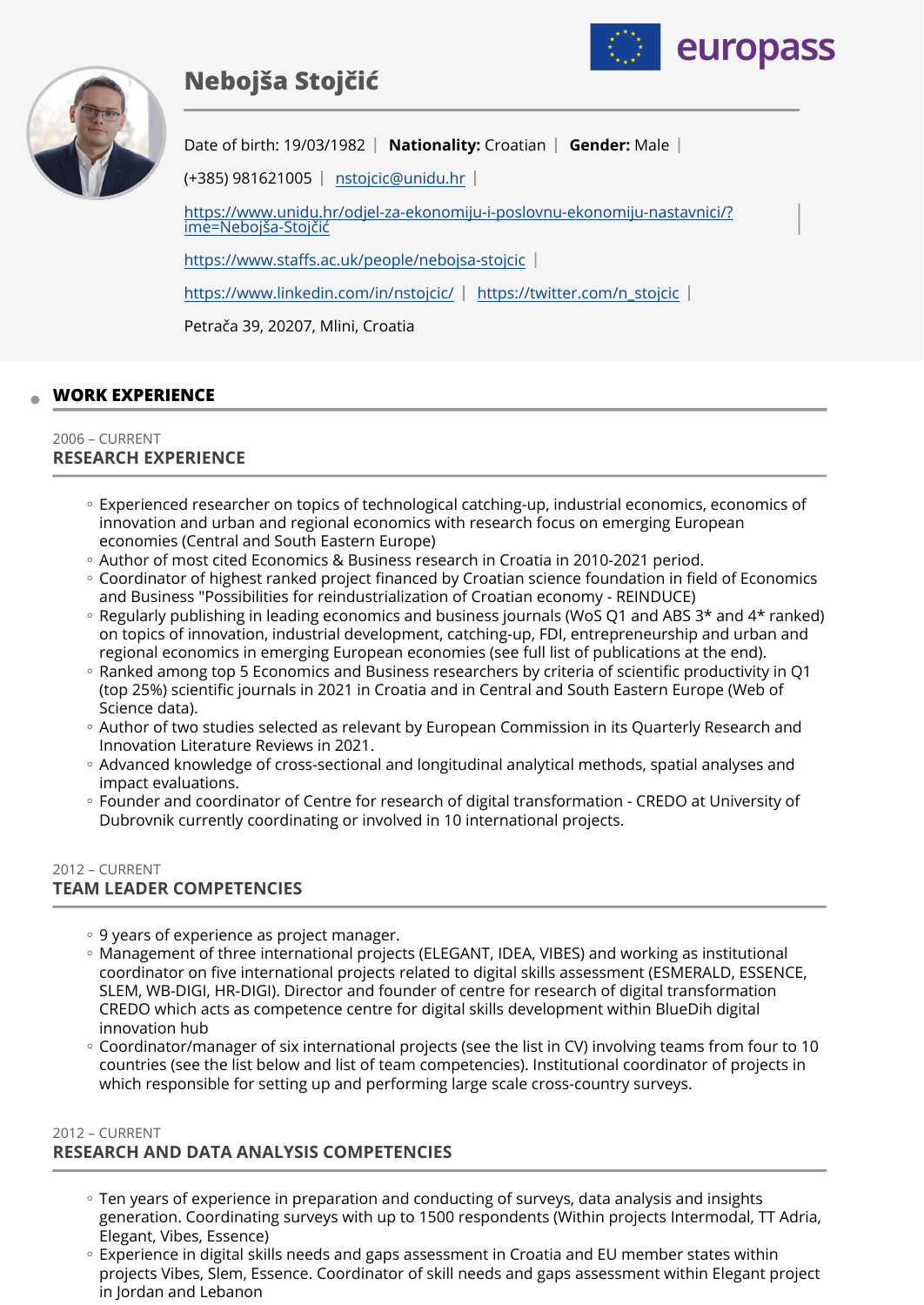# Nebojša Stojčić

Date of birth: 19/03/1982 | **Nationality:** Croatian | **Gender:** Male |

(+385) 981621005 | nstojcic@unidu.hr |

https://www.unidu.hr/odjel-za-ekonomiju-i-poslovnu-ekonomiju-nastavnici/?ime=Nebojša-Stojčić |

https://www.staffs.ac.uk/people/nebojsa-stojcic |

https://www.linkedin.com/in/nstojcic/ | https://twitter.com/n_stojcic |

Petrača 39, 20207, Mlini, Croatia

## WORK EXPERIENCE

2006 – CURRENT

### RESEARCH EXPERIENCE

- Experienced researcher on topics of technological catching-up, industrial economics, economics of innovation and urban and regional economics with research focus on emerging European economies (Central and South Eastern Europe)
- Author of most cited Economics & Business research in Croatia in 2010-2021 period.
- Coordinator of highest ranked project financed by Croatian science foundation in field of Economics and Business "Possibilities for reindustrialization of Croatian economy - REINDUCE)
- Regularly publishing in leading economics and business journals (WoS Q1 and ABS 3* and 4* ranked) on topics of innovation, industrial development, catching-up, FDI, entrepreneurship and urban and regional economics in emerging European economies (see full list of publications at the end).
- Ranked among top 5 Economics and Business researchers by criteria of scientific productivity in Q1 (top 25%) scientific journals in 2021 in Croatia and in Central and South Eastern Europe (Web of Science data).
- Author of two studies selected as relevant by European Commission in its Quarterly Research and Innovation Literature Reviews in 2021.
- Advanced knowledge of cross-sectional and longitudinal analytical methods, spatial analyses and impact evaluations.
- Founder and coordinator of Centre for research of digital transformation - CREDO at University of Dubrovnik currently coordinating or involved in 10 international projects.

2012 – CURRENT

### TEAM LEADER COMPETENCIES

- 9 years of experience as project manager.
- Management of three international projects (ELEGANT, IDEA, VIBES) and working as institutional coordinator on five international projects related to digital skills assessment (ESMERALD, ESSENCE, SLEM, WB-DIGI, HR-DIGI). Director and founder of centre for research of digital transformation CREDO which acts as competence centre for digital skills development within BlueDih digital innovation hub
- Coordinator/manager of six international projects (see the list in CV) involving teams from four to 10 countries (see the list below and list of team competencies). Institutional coordinator of projects in which responsible for setting up and performing large scale cross-country surveys.

2012 – CURRENT

### RESEARCH AND DATA ANALYSIS COMPETENCIES

- Ten years of experience in preparation and conducting of surveys, data analysis and insights generation. Coordinating surveys with up to 1500 respondents (Within projects Intermodal, TT Adria, Elegant, Vibes, Essence)
- Experience in digital skills needs and gaps assessment in Croatia and EU member states within projects Vibes, Slem, Essence. Coordinator of skill needs and gaps assessment within Elegant project in Jordan and Lebanon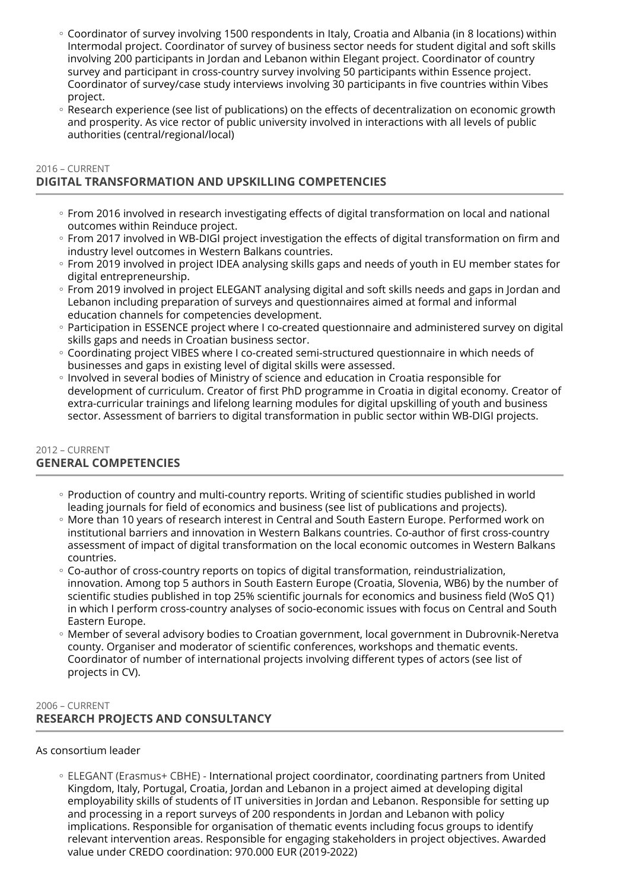- Coordinator of survey involving 1500 respondents in Italy, Croatia and Albania (in 8 locations) within Intermodal project. Coordinator of survey of business sector needs for student digital and soft skills involving 200 participants in Jordan and Lebanon within Elegant project. Coordinator of country survey and participant in cross-country survey involving 50 participants within Essence project. Coordinator of survey/case study interviews involving 30 participants in five countries within Vibes project.
- Research experience (see list of publications) on the effects of decentralization on economic growth and prosperity. As vice rector of public university involved in interactions with all levels of public authorities (central/regional/local)

2016 – CURRENT

## DIGITAL TRANSFORMATION AND UPSKILLING COMPETENCIES

- From 2016 involved in research investigating effects of digital transformation on local and national outcomes within Reinduce project.
- From 2017 involved in WB-DIGI project investigation the effects of digital transformation on firm and industry level outcomes in Western Balkans countries.
- From 2019 involved in project IDEA analysing skills gaps and needs of youth in EU member states for digital entrepreneurship.
- From 2019 involved in project ELEGANT analysing digital and soft skills needs and gaps in Jordan and Lebanon including preparation of surveys and questionnaires aimed at formal and informal education channels for competencies development.
- Participation in ESSENCE project where I co-created questionnaire and administered survey on digital skills gaps and needs in Croatian business sector.
- Coordinating project VIBES where I co-created semi-structured questionnaire in which needs of businesses and gaps in existing level of digital skills were assessed.
- Involved in several bodies of Ministry of science and education in Croatia responsible for development of curriculum. Creator of first PhD programme in Croatia in digital economy. Creator of extra-curricular trainings and lifelong learning modules for digital upskilling of youth and business sector. Assessment of barriers to digital transformation in public sector within WB-DIGI projects.

2012 – CURRENT

## GENERAL COMPETENCIES

- Production of country and multi-country reports. Writing of scientific studies published in world leading journals for field of economics and business (see list of publications and projects).
- More than 10 years of research interest in Central and South Eastern Europe. Performed work on institutional barriers and innovation in Western Balkans countries. Co-author of first cross-country assessment of impact of digital transformation on the local economic outcomes in Western Balkans countries.
- Co-author of cross-country reports on topics of digital transformation, reindustrialization, innovation. Among top 5 authors in South Eastern Europe (Croatia, Slovenia, WB6) by the number of scientific studies published in top 25% scientific journals for economics and business field (WoS Q1) in which I perform cross-country analyses of socio-economic issues with focus on Central and South Eastern Europe.
- Member of several advisory bodies to Croatian government, local government in Dubrovnik-Neretva county. Organiser and moderator of scientific conferences, workshops and thematic events. Coordinator of number of international projects involving different types of actors (see list of projects in CV).

2006 – CURRENT

## RESEARCH PROJECTS AND CONSULTANCY

As consortium leader

- ELEGANT (Erasmus+ CBHE) - International project coordinator, coordinating partners from United Kingdom, Italy, Portugal, Croatia, Jordan and Lebanon in a project aimed at developing digital employability skills of students of IT universities in Jordan and Lebanon. Responsible for setting up and processing in a report surveys of 200 respondents in Jordan and Lebanon with policy implications. Responsible for organisation of thematic events including focus groups to identify relevant intervention areas. Responsible for engaging stakeholders in project objectives. Awarded value under CREDO coordination: 970.000 EUR (2019-2022)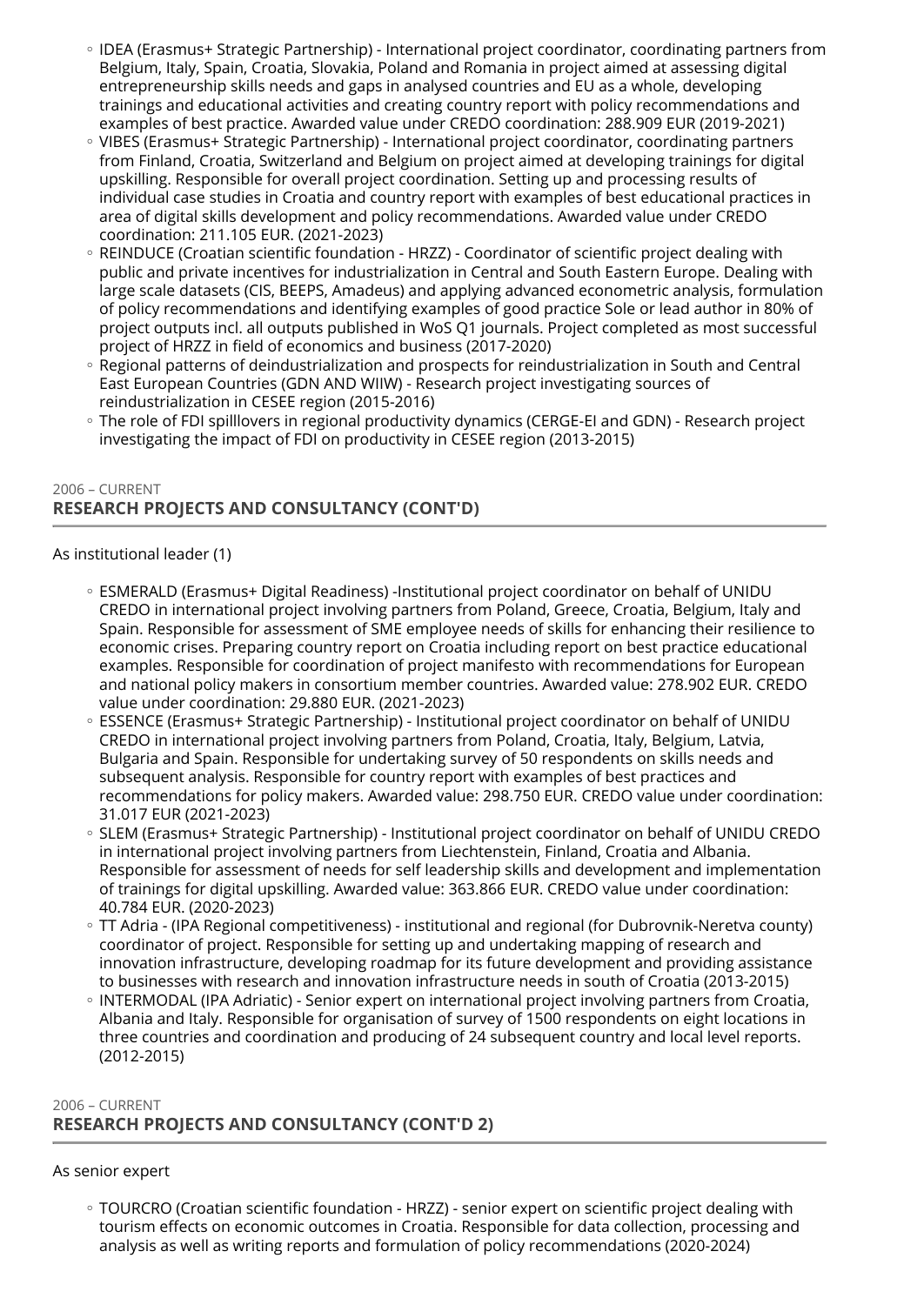- IDEA (Erasmus+ Strategic Partnership) - International project coordinator, coordinating partners from Belgium, Italy, Spain, Croatia, Slovakia, Poland and Romania in project aimed at assessing digital entrepreneurship skills needs and gaps in analysed countries and EU as a whole, developing trainings and educational activities and creating country report with policy recommendations and examples of best practice. Awarded value under CREDO coordination: 288.909 EUR (2019-2021)
- VIBES (Erasmus+ Strategic Partnership) - International project coordinator, coordinating partners from Finland, Croatia, Switzerland and Belgium on project aimed at developing trainings for digital upskilling. Responsible for overall project coordination. Setting up and processing results of individual case studies in Croatia and country report with examples of best educational practices in area of digital skills development and policy recommendations. Awarded value under CREDO coordination: 211.105 EUR. (2021-2023)
- REINDUCE (Croatian scientific foundation - HRZZ) - Coordinator of scientific project dealing with public and private incentives for industrialization in Central and South Eastern Europe. Dealing with large scale datasets (CIS, BEEPS, Amadeus) and applying advanced econometric analysis, formulation of policy recommendations and identifying examples of good practice Sole or lead author in 80% of project outputs incl. all outputs published in WoS Q1 journals. Project completed as most successful project of HRZZ in field of economics and business (2017-2020)
- Regional patterns of deindustrialization and prospects for reindustrialization in South and Central East European Countries (GDN AND WIIW) - Research project investigating sources of reindustrialization in CESEE region (2015-2016)
- The role of FDI spilllovers in regional productivity dynamics (CERGE-EI and GDN) - Research project investigating the impact of FDI on productivity in CESEE region (2013-2015)

2006 – CURRENT

## RESEARCH PROJECTS AND CONSULTANCY (CONT'D)

As institutional leader (1)

- ESMERALD (Erasmus+ Digital Readiness) -Institutional project coordinator on behalf of UNIDU CREDO in international project involving partners from Poland, Greece, Croatia, Belgium, Italy and Spain. Responsible for assessment of SME employee needs of skills for enhancing their resilience to economic crises. Preparing country report on Croatia including report on best practice educational examples. Responsible for coordination of project manifesto with recommendations for European and national policy makers in consortium member countries. Awarded value: 278.902 EUR. CREDO value under coordination: 29.880 EUR. (2021-2023)
- ESSENCE (Erasmus+ Strategic Partnership) - Institutional project coordinator on behalf of UNIDU CREDO in international project involving partners from Poland, Croatia, Italy, Belgium, Latvia, Bulgaria and Spain. Responsible for undertaking survey of 50 respondents on skills needs and subsequent analysis. Responsible for country report with examples of best practices and recommendations for policy makers. Awarded value: 298.750 EUR. CREDO value under coordination: 31.017 EUR (2021-2023)
- SLEM (Erasmus+ Strategic Partnership) - Institutional project coordinator on behalf of UNIDU CREDO in international project involving partners from Liechtenstein, Finland, Croatia and Albania. Responsible for assessment of needs for self leadership skills and development and implementation of trainings for digital upskilling. Awarded value: 363.866 EUR. CREDO value under coordination: 40.784 EUR. (2020-2023)
- TT Adria - (IPA Regional competitiveness) - institutional and regional (for Dubrovnik-Neretva county) coordinator of project. Responsible for setting up and undertaking mapping of research and innovation infrastructure, developing roadmap for its future development and providing assistance to businesses with research and innovation infrastructure needs in south of Croatia (2013-2015)
- INTERMODAL (IPA Adriatic) - Senior expert on international project involving partners from Croatia, Albania and Italy. Responsible for organisation of survey of 1500 respondents on eight locations in three countries and coordination and producing of 24 subsequent country and local level reports. (2012-2015)

2006 – CURRENT

## RESEARCH PROJECTS AND CONSULTANCY (CONT'D 2)

As senior expert

- TOURCRO (Croatian scientific foundation - HRZZ) - senior expert on scientific project dealing with tourism effects on economic outcomes in Croatia. Responsible for data collection, processing and analysis as well as writing reports and formulation of policy recommendations (2020-2024)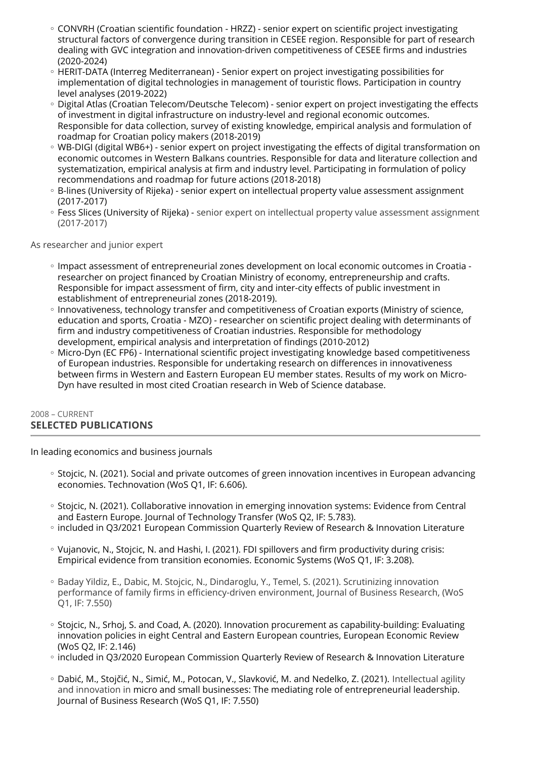- CONVRH (Croatian scientific foundation - HRZZ) - senior expert on scientific project investigating structural factors of convergence during transition in CESEE region. Responsible for part of research dealing with GVC integration and innovation-driven competitiveness of CESEE firms and industries (2020-2024)
- HERIT-DATA (Interreg Mediterranean) - Senior expert on project investigating possibilities for implementation of digital technologies in management of touristic flows. Participation in country level analyses (2019-2022)
- Digital Atlas (Croatian Telecom/Deutsche Telecom) - senior expert on project investigating the effects of investment in digital infrastructure on industry-level and regional economic outcomes. Responsible for data collection, survey of existing knowledge, empirical analysis and formulation of roadmap for Croatian policy makers (2018-2019)
- WB-DIGI (digital WB6+) - senior expert on project investigating the effects of digital transformation on economic outcomes in Western Balkans countries. Responsible for data and literature collection and systematization, empirical analysis at firm and industry level. Participating in formulation of policy recommendations and roadmap for future actions (2018-2018)
- B-lines (University of Rijeka) - senior expert on intellectual property value assessment assignment (2017-2017)
- Fess Slices (University of Rijeka) - senior expert on intellectual property value assessment assignment (2017-2017)

As researcher and junior expert

- Impact assessment of entrepreneurial zones development on local economic outcomes in Croatia - researcher on project financed by Croatian Ministry of economy, entrepreneurship and crafts. Responsible for impact assessment of firm, city and inter-city effects of public investment in establishment of entrepreneurial zones (2018-2019).
- Innovativeness, technology transfer and competitiveness of Croatian exports (Ministry of science, education and sports, Croatia - MZO) - researcher on scientific project dealing with determinants of firm and industry competitiveness of Croatian industries. Responsible for methodology development, empirical analysis and interpretation of findings (2010-2012)
- Micro-Dyn (EC FP6) - International scientific project investigating knowledge based competitiveness of European industries. Responsible for undertaking research on differences in innovativeness between firms in Western and Eastern European EU member states. Results of my work on Micro-Dyn have resulted in most cited Croatian research in Web of Science database.

2008 – CURRENT

## SELECTED PUBLICATIONS

In leading economics and business journals

- Stojcic, N. (2021). Social and private outcomes of green innovation incentives in European advancing economies. Technovation (WoS Q1, IF: 6.606).

- Stojcic, N. (2021). Collaborative innovation in emerging innovation systems: Evidence from Central and Eastern Europe. Journal of Technology Transfer (WoS Q2, IF: 5.783).
- included in Q3/2021 European Commission Quarterly Review of Research & Innovation Literature

- Vujanovic, N., Stojcic, N. and Hashi, I. (2021). FDI spillovers and firm productivity during crisis: Empirical evidence from transition economies. Economic Systems (WoS Q1, IF: 3.208).

- Baday Yildiz, E., Dabic, M. Stojcic, N., Dindaroglu, Y., Temel, S. (2021). Scrutinizing innovation performance of family firms in efficiency-driven environment, Journal of Business Research, (WoS Q1, IF: 7.550)

- Stojcic, N., Srhoj, S. and Coad, A. (2020). Innovation procurement as capability-building: Evaluating innovation policies in eight Central and Eastern European countries, European Economic Review (WoS Q2, IF: 2.146)
- included in Q3/2020 European Commission Quarterly Review of Research & Innovation Literature

- Dabić, M., Stojčić, N., Simić, M., Potocan, V., Slavković, M. and Nedelko, Z. (2021). Intellectual agility and innovation in micro and small businesses: The mediating role of entrepreneurial leadership. Journal of Business Research (WoS Q1, IF: 7.550)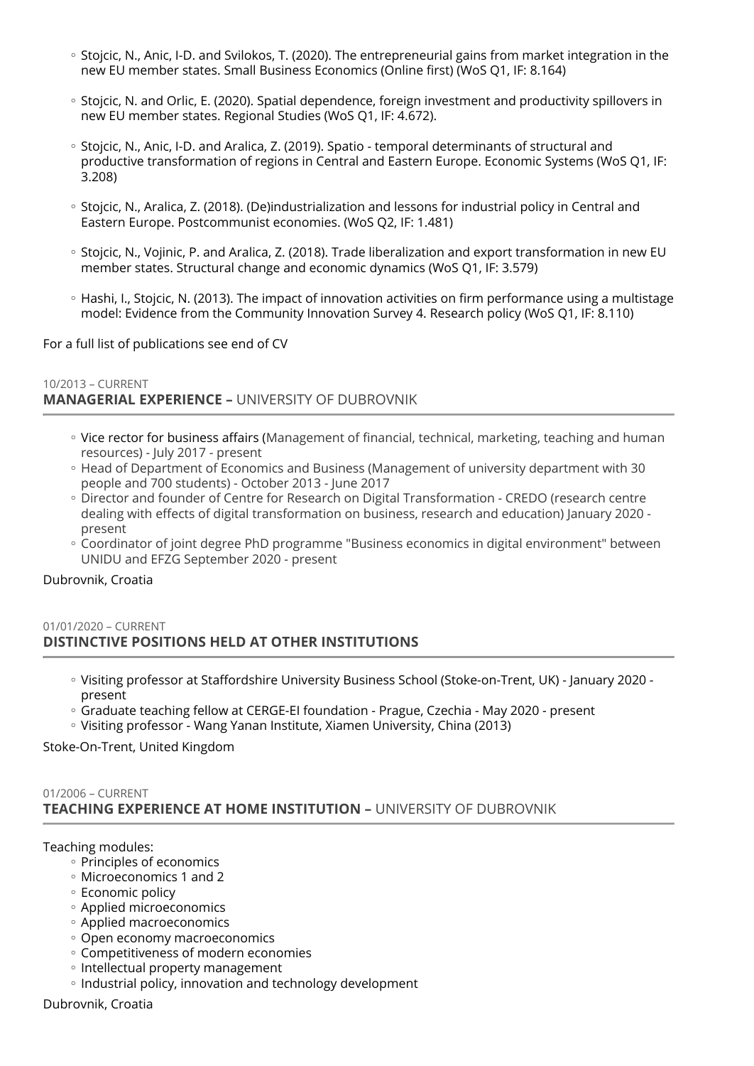- Stojcic, N., Anic, I-D. and Svilokos, T. (2020). The entrepreneurial gains from market integration in the new EU member states. Small Business Economics (Online first) (WoS Q1, IF: 8.164)
- Stojcic, N. and Orlic, E. (2020). Spatial dependence, foreign investment and productivity spillovers in new EU member states. Regional Studies (WoS Q1, IF: 4.672).
- Stojcic, N., Anic, I-D. and Aralica, Z. (2019). Spatio - temporal determinants of structural and productive transformation of regions in Central and Eastern Europe. Economic Systems (WoS Q1, IF: 3.208)
- Stojcic, N., Aralica, Z. (2018). (De)industrialization and lessons for industrial policy in Central and Eastern Europe. Postcommunist economies. (WoS Q2, IF: 1.481)
- Stojcic, N., Vojinic, P. and Aralica, Z. (2018). Trade liberalization and export transformation in new EU member states. Structural change and economic dynamics (WoS Q1, IF: 3.579)
- Hashi, I., Stojcic, N. (2013). The impact of innovation activities on firm performance using a multistage model: Evidence from the Community Innovation Survey 4. Research policy (WoS Q1, IF: 8.110)

For a full list of publications see end of CV

10/2013 – CURRENT

## MANAGERIAL EXPERIENCE – UNIVERSITY OF DUBROVNIK

- Vice rector for business affairs (Management of financial, technical, marketing, teaching and human resources) - July 2017 - present
- Head of Department of Economics and Business (Management of university department with 30 people and 700 students) - October 2013 - June 2017
- Director and founder of Centre for Research on Digital Transformation - CREDO (research centre dealing with effects of digital transformation on business, research and education) January 2020 - present
- Coordinator of joint degree PhD programme "Business economics in digital environment" between UNIDU and EFZG September 2020 - present

Dubrovnik, Croatia

01/01/2020 – CURRENT

## DISTINCTIVE POSITIONS HELD AT OTHER INSTITUTIONS

- Visiting professor at Staffordshire University Business School (Stoke-on-Trent, UK) - January 2020 - present
- Graduate teaching fellow at CERGE-EI foundation - Prague, Czechia - May 2020 - present
- Visiting professor - Wang Yanan Institute, Xiamen University, China (2013)

Stoke-On-Trent, United Kingdom

01/2006 – CURRENT

## TEACHING EXPERIENCE AT HOME INSTITUTION – UNIVERSITY OF DUBROVNIK

Teaching modules:

- Principles of economics
- Microeconomics 1 and 2
- Economic policy
- Applied microeconomics
- Applied macroeconomics
- Open economy macroeconomics
- Competitiveness of modern economies
- Intellectual property management
- Industrial policy, innovation and technology development

Dubrovnik, Croatia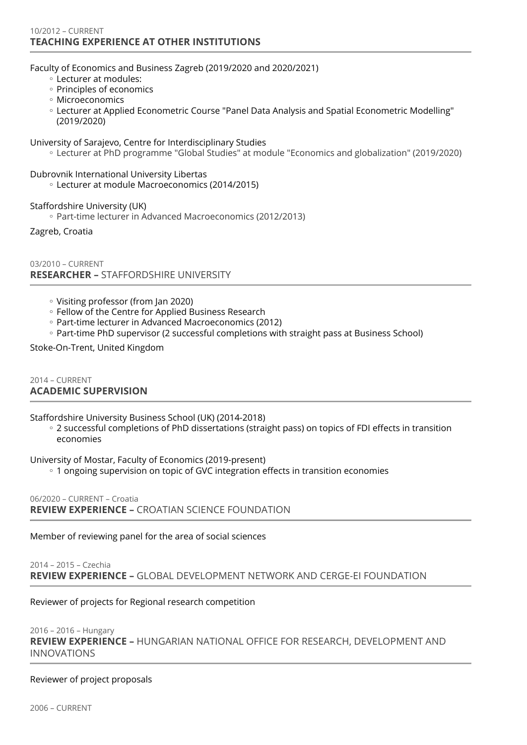10/2012 – CURRENT
### TEACHING EXPERIENCE AT OTHER INSTITUTIONS

Faculty of Economics and Business Zagreb (2019/2020 and 2020/2021)

- Lecturer at modules:
- Principles of economics
- Microeconomics
- Lecturer at Applied Econometric Course "Panel Data Analysis and Spatial Econometric Modelling" (2019/2020)

University of Sarajevo, Centre for Interdisciplinary Studies

- Lecturer at PhD programme "Global Studies" at module "Economics and globalization" (2019/2020)

Dubrovnik International University Libertas

- Lecturer at module Macroeconomics (2014/2015)

Staffordshire University (UK)

- Part-time lecturer in Advanced Macroeconomics (2012/2013)

Zagreb, Croatia

03/2010 – CURRENT
### **RESEARCHER –** STAFFORDSHIRE UNIVERSITY

- Visiting professor (from Jan 2020)
- Fellow of the Centre for Applied Business Research
- Part-time lecturer in Advanced Macroeconomics (2012)
- Part-time PhD supervisor (2 successful completions with straight pass at Business School)

Stoke-On-Trent, United Kingdom

2014 – CURRENT
### ACADEMIC SUPERVISION

Staffordshire University Business School (UK) (2014-2018)

- 2 successful completions of PhD dissertations (straight pass) on topics of FDI effects in transition economies

University of Mostar, Faculty of Economics (2019-present)

- 1 ongoing supervision on topic of GVC integration effects in transition economies

06/2020 – CURRENT – Croatia
### **REVIEW EXPERIENCE –** CROATIAN SCIENCE FOUNDATION

Member of reviewing panel for the area of social sciences

2014 – 2015 – Czechia
### **REVIEW EXPERIENCE –** GLOBAL DEVELOPMENT NETWORK AND CERGE-EI FOUNDATION

Reviewer of projects for Regional research competition

2016 – 2016 – Hungary
### **REVIEW EXPERIENCE –** HUNGARIAN NATIONAL OFFICE FOR RESEARCH, DEVELOPMENT AND INNOVATIONS

Reviewer of project proposals

2006 – CURRENT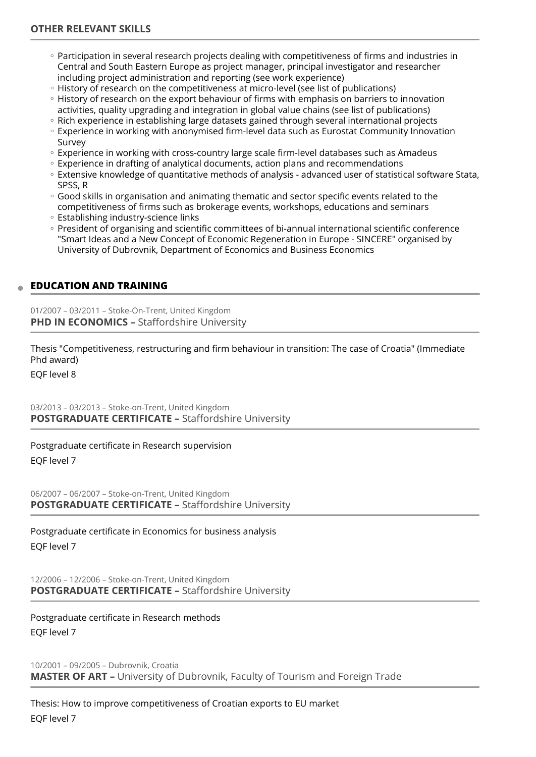## OTHER RELEVANT SKILLS

- Participation in several research projects dealing with competitiveness of firms and industries in Central and South Eastern Europe as project manager, principal investigator and researcher including project administration and reporting (see work experience)
- History of research on the competitiveness at micro-level (see list of publications)
- History of research on the export behaviour of firms with emphasis on barriers to innovation activities, quality upgrading and integration in global value chains (see list of publications)
- Rich experience in establishing large datasets gained through several international projects
- Experience in working with anonymised firm-level data such as Eurostat Community Innovation Survey
- Experience in working with cross-country large scale firm-level databases such as Amadeus
- Experience in drafting of analytical documents, action plans and recommendations
- Extensive knowledge of quantitative methods of analysis - advanced user of statistical software Stata, SPSS, R
- Good skills in organisation and animating thematic and sector specific events related to the competitiveness of firms such as brokerage events, workshops, educations and seminars
- Establishing industry-science links
- President of organising and scientific committees of bi-annual international scientific conference "Smart Ideas and a New Concept of Economic Regeneration in Europe - SINCERE" organised by University of Dubrovnik, Department of Economics and Business Economics

## EDUCATION AND TRAINING

01/2007 – 03/2011 – Stoke-On-Trent, United Kingdom
**PHD IN ECONOMICS –** Staffordshire University

Thesis "Competitiveness, restructuring and firm behaviour in transition: The case of Croatia" (Immediate Phd award)

EQF level 8

03/2013 – 03/2013 – Stoke-on-Trent, United Kingdom
**POSTGRADUATE CERTIFICATE –** Staffordshire University

Postgraduate certificate in Research supervision

EQF level 7

06/2007 – 06/2007 – Stoke-on-Trent, United Kingdom
**POSTGRADUATE CERTIFICATE –** Staffordshire University

Postgraduate certificate in Economics for business analysis

EQF level 7

12/2006 – 12/2006 – Stoke-on-Trent, United Kingdom
**POSTGRADUATE CERTIFICATE –** Staffordshire University

Postgraduate certificate in Research methods

EQF level 7

10/2001 – 09/2005 – Dubrovnik, Croatia
**MASTER OF ART –** University of Dubrovnik, Faculty of Tourism and Foreign Trade

Thesis: How to improve competitiveness of Croatian exports to EU market

EQF level 7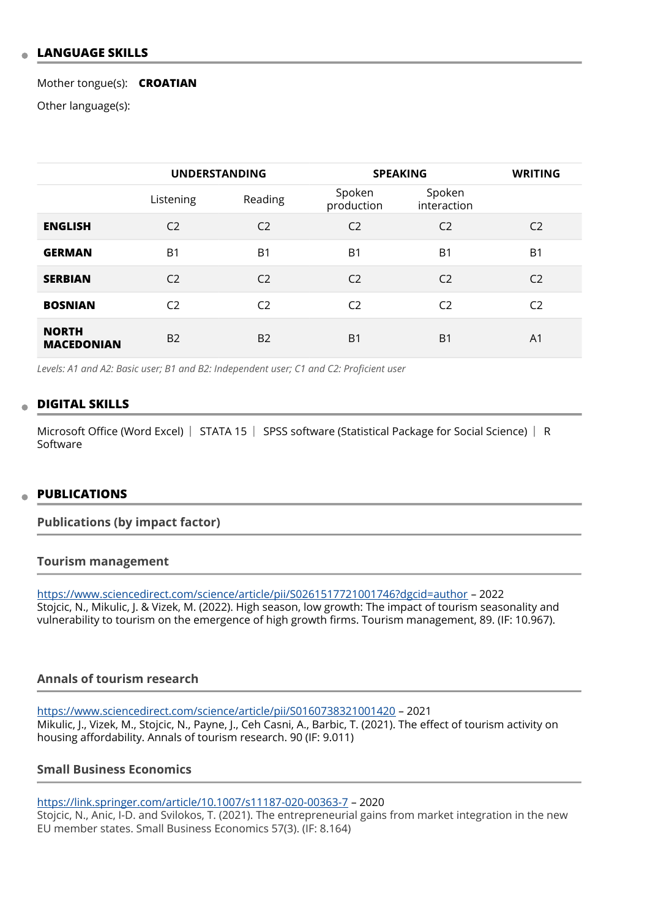## LANGUAGE SKILLS

Mother tongue(s): **CROATIAN**

Other language(s):

| | UNDERSTANDING | | SPEAKING | | WRITING |
|---|---|---|---|---|---|
| | Listening | Reading | Spoken production | Spoken interaction | |
| **ENGLISH** | C2 | C2 | C2 | C2 | C2 |
| **GERMAN** | B1 | B1 | B1 | B1 | B1 |
| **SERBIAN** | C2 | C2 | C2 | C2 | C2 |
| **BOSNIAN** | C2 | C2 | C2 | C2 | C2 |
| **NORTH MACEDONIAN** | B2 | B2 | B1 | B1 | A1 |

*Levels: A1 and A2: Basic user; B1 and B2: Independent user; C1 and C2: Proficient user*

## DIGITAL SKILLS

Microsoft Office (Word Excel) | STATA 15 | SPSS software (Statistical Package for Social Science) | R Software

## PUBLICATIONS

### Publications (by impact factor)

### Tourism management

https://www.sciencedirect.com/science/article/pii/S0261517721001746?dgcid=author – 2022
Stojcic, N., Mikulic, J. & Vizek, M. (2022). High season, low growth: The impact of tourism seasonality and vulnerability to tourism on the emergence of high growth firms. Tourism management, 89. (IF: 10.967).

### Annals of tourism research

https://www.sciencedirect.com/science/article/pii/S0160738321001420 – 2021
Mikulic, J., Vizek, M., Stojcic, N., Payne, J., Ceh Casni, A., Barbic, T. (2021). The effect of tourism activity on housing affordability. Annals of tourism research. 90 (IF: 9.011)

### Small Business Economics

https://link.springer.com/article/10.1007/s11187-020-00363-7 – 2020
Stojcic, N., Anic, I-D. and Svilokos, T. (2021). The entrepreneurial gains from market integration in the new EU member states. Small Business Economics 57(3). (IF: 8.164)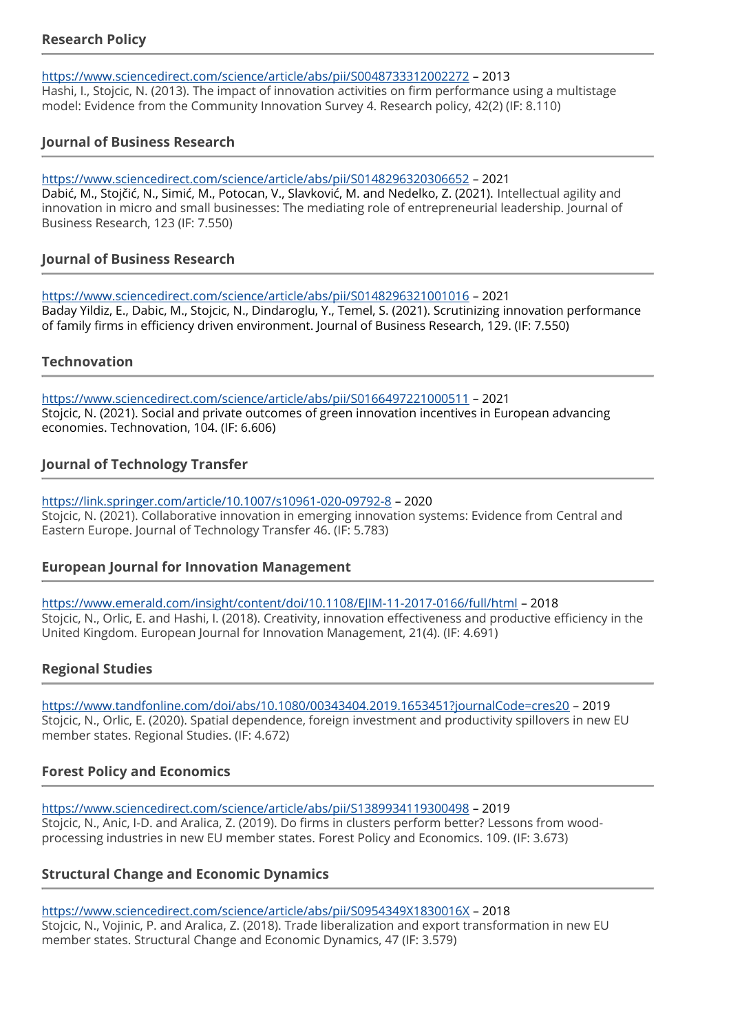### Research Policy

https://www.sciencedirect.com/science/article/abs/pii/S0048733312002272 – 2013
Hashi, I., Stojcic, N. (2013). The impact of innovation activities on firm performance using a multistage model: Evidence from the Community Innovation Survey 4. Research policy, 42(2) (IF: 8.110)

### Journal of Business Research

https://www.sciencedirect.com/science/article/abs/pii/S0148296320306652 – 2021
Dabić, M., Stojčić, N., Simić, M., Potocan, V., Slavković, M. and Nedelko, Z. (2021). Intellectual agility and innovation in micro and small businesses: The mediating role of entrepreneurial leadership. Journal of Business Research, 123 (IF: 7.550)

### Journal of Business Research

https://www.sciencedirect.com/science/article/abs/pii/S0148296321001016 – 2021
Baday Yildiz, E., Dabic, M., Stojcic, N., Dindaroglu, Y., Temel, S. (2021). Scrutinizing innovation performance of family firms in efficiency driven environment. Journal of Business Research, 129. (IF: 7.550)

### Technovation

https://www.sciencedirect.com/science/article/abs/pii/S0166497221000511 – 2021
Stojcic, N. (2021). Social and private outcomes of green innovation incentives in European advancing economies. Technovation, 104. (IF: 6.606)

### Journal of Technology Transfer

https://link.springer.com/article/10.1007/s10961-020-09792-8 – 2020
Stojcic, N. (2021). Collaborative innovation in emerging innovation systems: Evidence from Central and Eastern Europe. Journal of Technology Transfer 46. (IF: 5.783)

### European Journal for Innovation Management

https://www.emerald.com/insight/content/doi/10.1108/EJIM-11-2017-0166/full/html – 2018
Stojcic, N., Orlic, E. and Hashi, I. (2018). Creativity, innovation effectiveness and productive efficiency in the United Kingdom. European Journal for Innovation Management, 21(4). (IF: 4.691)

### Regional Studies

https://www.tandfonline.com/doi/abs/10.1080/00343404.2019.1653451?journalCode=cres20 – 2019
Stojcic, N., Orlic, E. (2020). Spatial dependence, foreign investment and productivity spillovers in new EU member states. Regional Studies. (IF: 4.672)

### Forest Policy and Economics

https://www.sciencedirect.com/science/article/abs/pii/S1389934119300498 – 2019
Stojcic, N., Anic, I-D. and Aralica, Z. (2019). Do firms in clusters perform better? Lessons from wood-processing industries in new EU member states. Forest Policy and Economics. 109. (IF: 3.673)

### Structural Change and Economic Dynamics

https://www.sciencedirect.com/science/article/abs/pii/S0954349X1830016X – 2018
Stojcic, N., Vojinic, P. and Aralica, Z. (2018). Trade liberalization and export transformation in new EU member states. Structural Change and Economic Dynamics, 47 (IF: 3.579)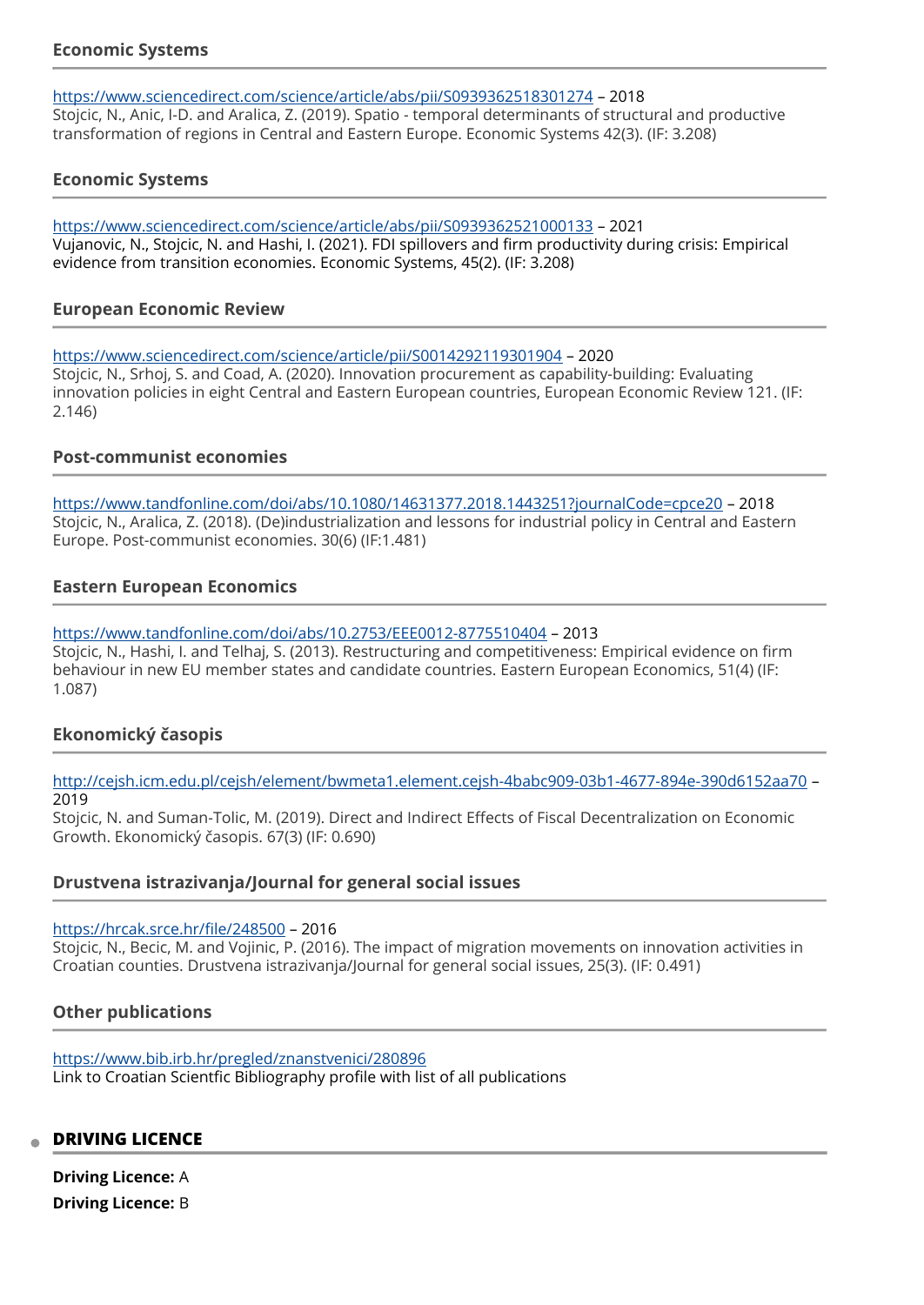### Economic Systems

https://www.sciencedirect.com/science/article/abs/pii/S0939362518301274 – 2018
Stojcic, N., Anic, I-D. and Aralica, Z. (2019). Spatio - temporal determinants of structural and productive transformation of regions in Central and Eastern Europe. Economic Systems 42(3). (IF: 3.208)

### Economic Systems

https://www.sciencedirect.com/science/article/abs/pii/S0939362521000133 – 2021
Vujanovic, N., Stojcic, N. and Hashi, I. (2021). FDI spillovers and firm productivity during crisis: Empirical evidence from transition economies. Economic Systems, 45(2). (IF: 3.208)

### European Economic Review

https://www.sciencedirect.com/science/article/pii/S0014292119301904 – 2020
Stojcic, N., Srhoj, S. and Coad, A. (2020). Innovation procurement as capability-building: Evaluating innovation policies in eight Central and Eastern European countries, European Economic Review 121. (IF: 2.146)

### Post-communist economies

https://www.tandfonline.com/doi/abs/10.1080/14631377.2018.1443251?journalCode=cpce20 – 2018
Stojcic, N., Aralica, Z. (2018). (De)industrialization and lessons for industrial policy in Central and Eastern Europe. Post-communist economies. 30(6) (IF:1.481)

### Eastern European Economics

https://www.tandfonline.com/doi/abs/10.2753/EEE0012-8775510404 – 2013
Stojcic, N., Hashi, I. and Telhaj, S. (2013). Restructuring and competitiveness: Empirical evidence on firm behaviour in new EU member states and candidate countries. Eastern European Economics, 51(4) (IF: 1.087)

### Ekonomický časopis

http://cejsh.icm.edu.pl/cejsh/element/bwmeta1.element.cejsh-4babc909-03b1-4677-894e-390d6152aa70 – 2019
Stojcic, N. and Suman-Tolic, M. (2019). Direct and Indirect Effects of Fiscal Decentralization on Economic Growth. Ekonomický časopis. 67(3) (IF: 0.690)

### Drustvena istrazivanja/Journal for general social issues

https://hrcak.srce.hr/file/248500 – 2016
Stojcic, N., Becic, M. and Vojinic, P. (2016). The impact of migration movements on innovation activities in Croatian counties. Drustvena istrazivanja/Journal for general social issues, 25(3). (IF: 0.491)

### Other publications

https://www.bib.irb.hr/pregled/znanstvenici/280896
Link to Croatian Scientfic Bibliography profile with list of all publications

## DRIVING LICENCE

**Driving Licence:** A

**Driving Licence:** B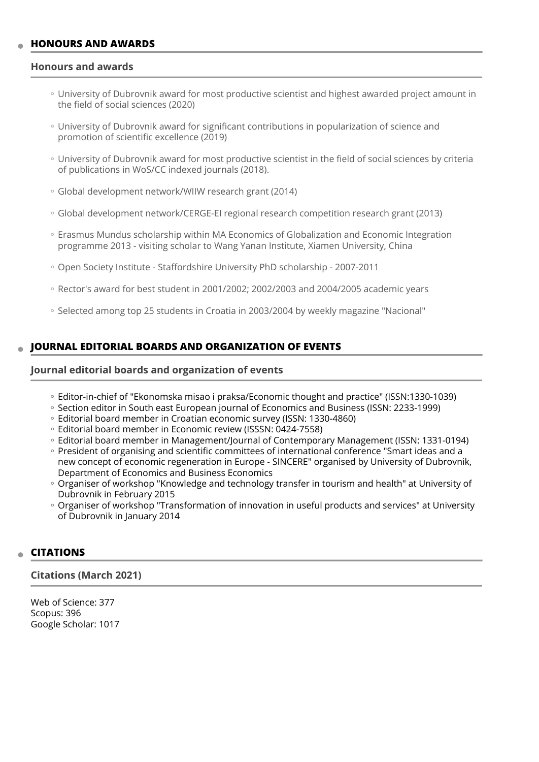## HONOURS AND AWARDS

### Honours and awards

- University of Dubrovnik award for most productive scientist and highest awarded project amount in the field of social sciences (2020)
- University of Dubrovnik award for significant contributions in popularization of science and promotion of scientific excellence (2019)
- University of Dubrovnik award for most productive scientist in the field of social sciences by criteria of publications in WoS/CC indexed journals (2018).
- Global development network/WIIW research grant (2014)
- Global development network/CERGE-EI regional research competition research grant (2013)
- Erasmus Mundus scholarship within MA Economics of Globalization and Economic Integration programme 2013 - visiting scholar to Wang Yanan Institute, Xiamen University, China
- Open Society Institute - Staffordshire University PhD scholarship - 2007-2011
- Rector's award for best student in 2001/2002; 2002/2003 and 2004/2005 academic years
- Selected among top 25 students in Croatia in 2003/2004 by weekly magazine "Nacional"

## JOURNAL EDITORIAL BOARDS AND ORGANIZATION OF EVENTS

### Journal editorial boards and organization of events

- Editor-in-chief of "Ekonomska misao i praksa/Economic thought and practice" (ISSN:1330-1039)
- Section editor in South east European journal of Economics and Business (ISSN: 2233-1999)
- Editorial board member in Croatian economic survey (ISSN: 1330-4860)
- Editorial board member in Economic review (ISSSN: 0424-7558)
- Editorial board member in Management/Journal of Contemporary Management (ISSN: 1331-0194)
- President of organising and scientific committees of international conference "Smart ideas and a new concept of economic regeneration in Europe - SINCERE" organised by University of Dubrovnik, Department of Economics and Business Economics
- Organiser of workshop "Knowledge and technology transfer in tourism and health" at University of Dubrovnik in February 2015
- Organiser of workshop "Transformation of innovation in useful products and services" at University of Dubrovnik in January 2014

## CITATIONS

### Citations (March 2021)

Web of Science: 377
Scopus: 396
Google Scholar: 1017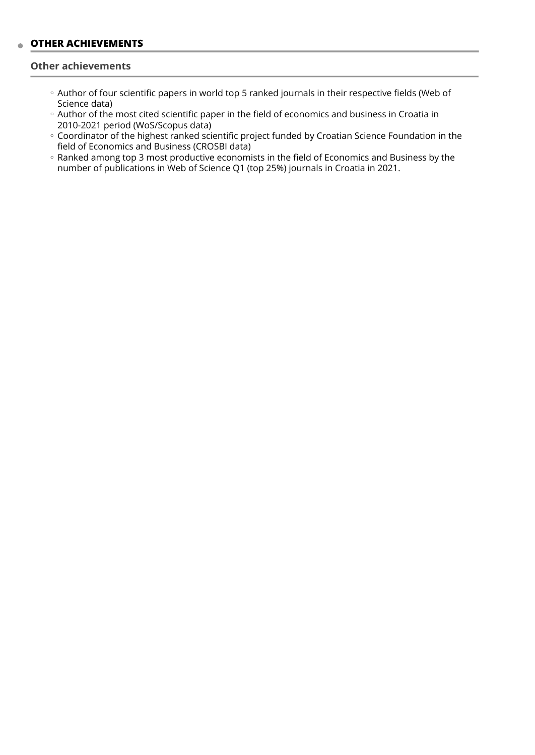## OTHER ACHIEVEMENTS

### Other achievements

- Author of four scientific papers in world top 5 ranked journals in their respective fields (Web of Science data)
- Author of the most cited scientific paper in the field of economics and business in Croatia in 2010-2021 period (WoS/Scopus data)
- Coordinator of the highest ranked scientific project funded by Croatian Science Foundation in the field of Economics and Business (CROSBI data)
- Ranked among top 3 most productive economists in the field of Economics and Business by the number of publications in Web of Science Q1 (top 25%) journals in Croatia in 2021.